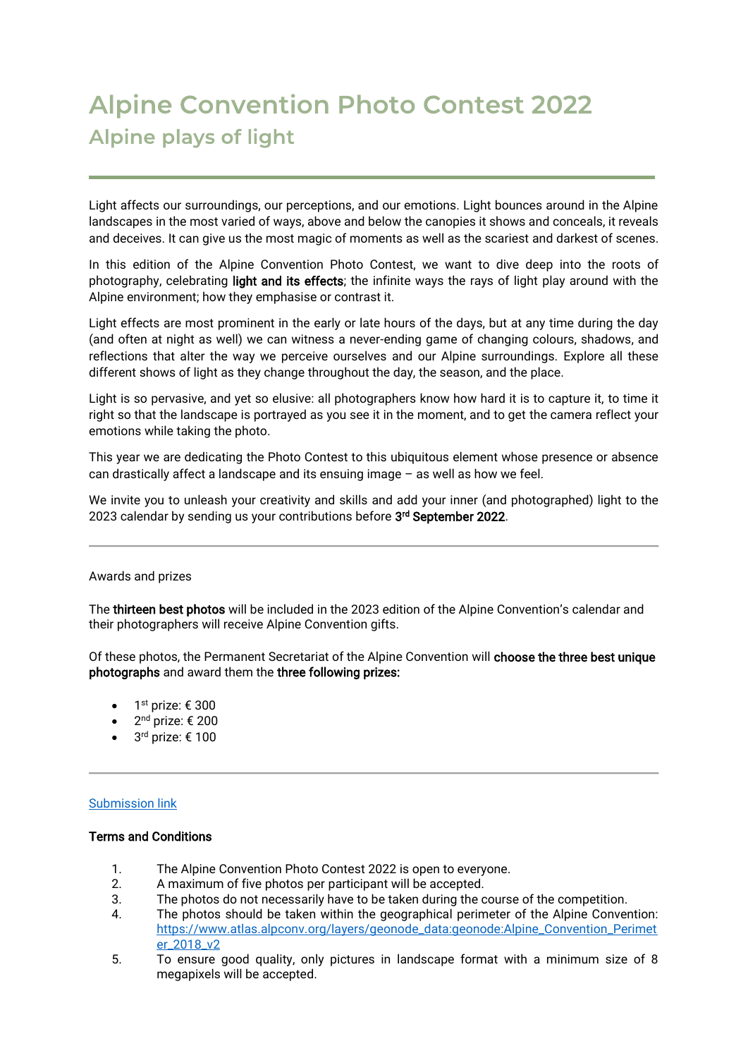# Alpine Convention Photo Contest 2022

## Alpine plays of light

---

Light affects our surroundings, our perceptions, and our emotions. Light bounces around in the Alpine landscapes in the most varied of ways, above and below the canopies it shows and conceals, it reveals and deceives. It can give us the most magic of moments as well as the scariest and darkest of scenes.

In this edition of the Alpine Convention Photo Contest, we want to dive deep into the roots of photography, celebrating **light and its effects**; the infinite ways the rays of light play around with the Alpine environment; how they emphasise or contrast it.

Light effects are most prominent in the early or late hours of the days, but at any time during the day (and often at night as well) we can witness a never-ending game of changing colours, shadows, and reflections that alter the way we perceive ourselves and our Alpine surroundings. Explore all these different shows of light as they change throughout the day, the season, and the place.

Light is so pervasive, and yet so elusive: all photographers know how hard it is to capture it, to time it right so that the landscape is portrayed as you see it in the moment, and to get the camera reflect your emotions while taking the photo.

This year we are dedicating the Photo Contest to this ubiquitous element whose presence or absence can drastically affect a landscape and its ensuing image – as well as how we feel.

We invite you to unleash your creativity and skills and add your inner (and photographed) light to the 2023 calendar by sending us your contributions before **3rd September 2022**.

---

Awards and prizes

The **thirteen best photos** will be included in the 2023 edition of the Alpine Convention's calendar and their photographers will receive Alpine Convention gifts.

Of these photos, the Permanent Secretariat of the Alpine Convention will **choose the three best unique photographs** and award them the **three following prizes:**

- 1st prize: € 300
- 2nd prize: € 200
- 3rd prize: € 100

---

[Submission link]

**Terms and Conditions**

1. The Alpine Convention Photo Contest 2022 is open to everyone.
2. A maximum of five photos per participant will be accepted.
3. The photos do not necessarily have to be taken during the course of the competition.
4. The photos should be taken within the geographical perimeter of the Alpine Convention: https://www.atlas.alpconv.org/layers/geonode_data:geonode:Alpine_Convention_Perimeter_2018_v2
5. To ensure good quality, only pictures in landscape format with a minimum size of 8 megapixels will be accepted.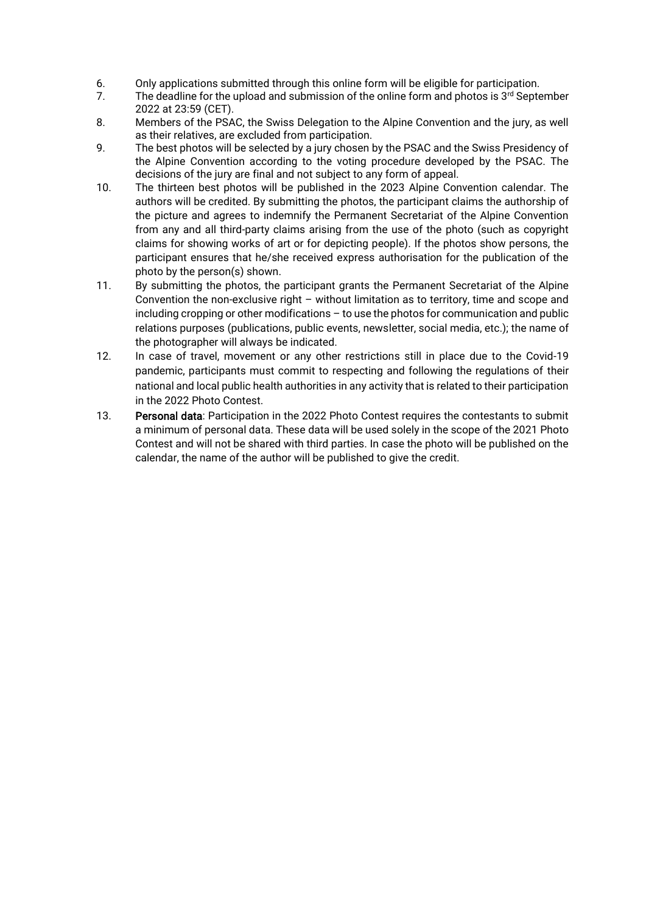6. Only applications submitted through this online form will be eligible for participation.
7. The deadline for the upload and submission of the online form and photos is 3rd September 2022 at 23:59 (CET).
8. Members of the PSAC, the Swiss Delegation to the Alpine Convention and the jury, as well as their relatives, are excluded from participation.
9. The best photos will be selected by a jury chosen by the PSAC and the Swiss Presidency of the Alpine Convention according to the voting procedure developed by the PSAC. The decisions of the jury are final and not subject to any form of appeal.
10. The thirteen best photos will be published in the 2023 Alpine Convention calendar. The authors will be credited. By submitting the photos, the participant claims the authorship of the picture and agrees to indemnify the Permanent Secretariat of the Alpine Convention from any and all third-party claims arising from the use of the photo (such as copyright claims for showing works of art or for depicting people). If the photos show persons, the participant ensures that he/she received express authorisation for the publication of the photo by the person(s) shown.
11. By submitting the photos, the participant grants the Permanent Secretariat of the Alpine Convention the non-exclusive right – without limitation as to territory, time and scope and including cropping or other modifications – to use the photos for communication and public relations purposes (publications, public events, newsletter, social media, etc.); the name of the photographer will always be indicated.
12. In case of travel, movement or any other restrictions still in place due to the Covid-19 pandemic, participants must commit to respecting and following the regulations of their national and local public health authorities in any activity that is related to their participation in the 2022 Photo Contest.
13. **Personal data**: Participation in the 2022 Photo Contest requires the contestants to submit a minimum of personal data. These data will be used solely in the scope of the 2021 Photo Contest and will not be shared with third parties. In case the photo will be published on the calendar, the name of the author will be published to give the credit.